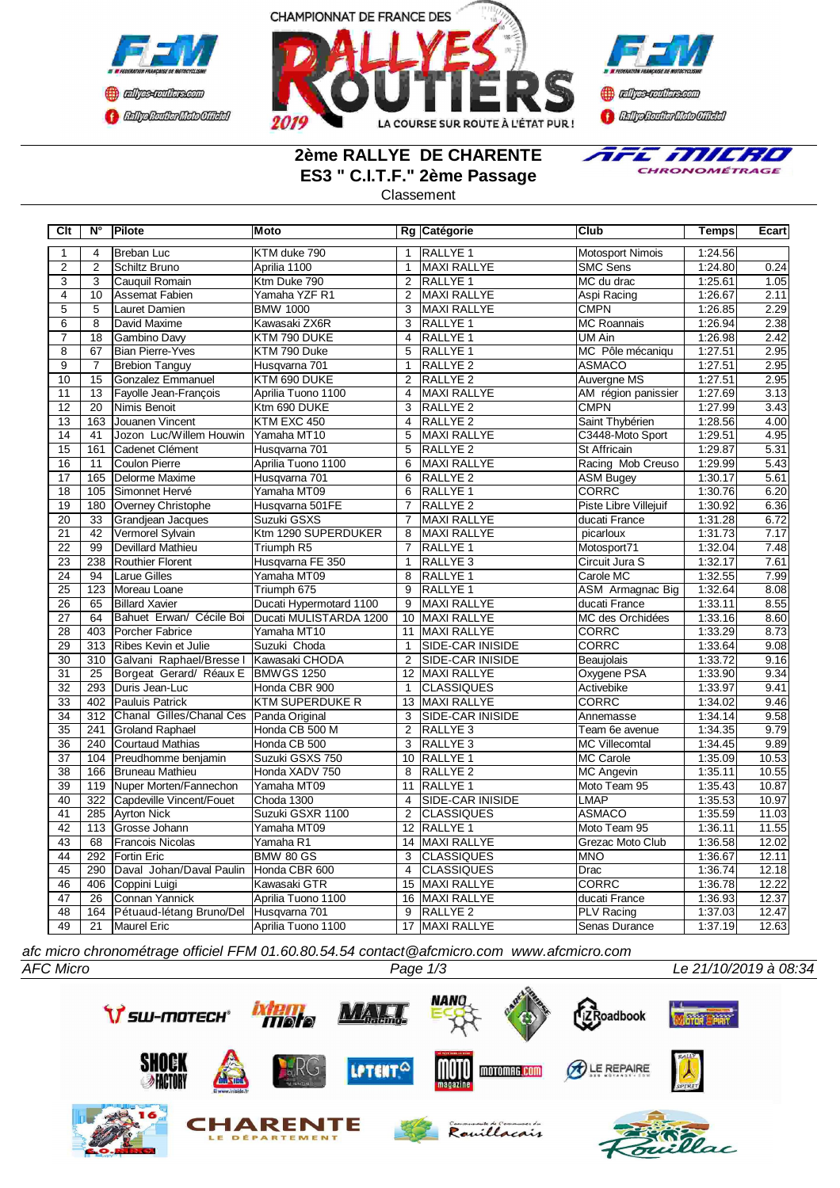## 2ème RALLYE DE CHARENTE
## ES3 " C.I.T.F." 2ème Passage
Classement

| Clt | N° | Pilote | Moto | Rg | Catégorie | Club | Temps | Ecart |
|---|---|---|---|---|---|---|---|---|
| 1 | 4 | Breban Luc | KTM duke 790 | 1 | RALLYE 1 | Motosport Nimois | 1:24.56 | |
| 2 | 2 | Schiltz Bruno | Aprilia 1100 | 1 | MAXI RALLYE | SMC Sens | 1:24.80 | 0.24 |
| 3 | 3 | Cauquil Romain | Ktm Duke 790 | 2 | RALLYE 1 | MC du drac | 1:25.61 | 1.05 |
| 4 | 10 | Assemat Fabien | Yamaha YZF R1 | 2 | MAXI RALLYE | Aspi Racing | 1:26.67 | 2.11 |
| 5 | 5 | Lauret Damien | BMW 1000 | 3 | MAXI RALLYE | CMPN | 1:26.85 | 2.29 |
| 6 | 8 | David Maxime | Kawasaki ZX6R | 3 | RALLYE 1 | MC Roannais | 1:26.94 | 2.38 |
| 7 | 18 | Gambino Davy | KTM 790 DUKE | 4 | RALLYE 1 | UM Ain | 1:26.98 | 2.42 |
| 8 | 67 | Bian Pierre-Yves | KTM 790 Duke | 5 | RALLYE 1 | MC Pôle mécaniqu | 1:27.51 | 2.95 |
| 9 | 7 | Brebion Tanguy | Husqvarna 701 | 1 | RALLYE 2 | ASMACO | 1:27.51 | 2.95 |
| 10 | 15 | Gonzalez Emmanuel | KTM 690 DUKE | 2 | RALLYE 2 | Auvergne MS | 1:27.51 | 2.95 |
| 11 | 13 | Fayolle Jean-François | Aprilia Tuono 1100 | 4 | MAXI RALLYE | AM région panissier | 1:27.69 | 3.13 |
| 12 | 20 | Nimis Benoit | Ktm 690 DUKE | 3 | RALLYE 2 | CMPN | 1:27.99 | 3.43 |
| 13 | 163 | Jouanen Vincent | KTM EXC 450 | 4 | RALLYE 2 | Saint Thybérien | 1:28.56 | 4.00 |
| 14 | 41 | Jozon Luc/Willem Houwin | Yamaha MT10 | 5 | MAXI RALLYE | C3448-Moto Sport | 1:29.51 | 4.95 |
| 15 | 161 | Cadenet Clément | Husqvarna 701 | 5 | RALLYE 2 | St Affricain | 1:29.87 | 5.31 |
| 16 | 11 | Coulon Pierre | Aprilia Tuono 1100 | 6 | MAXI RALLYE | Racing Mob Creuso | 1:29.99 | 5.43 |
| 17 | 165 | Delorme Maxime | Husqvarna 701 | 6 | RALLYE 2 | ASM Bugey | 1:30.17 | 5.61 |
| 18 | 105 | Simonnet Hervé | Yamaha MT09 | 6 | RALLYE 1 | CORRC | 1:30.76 | 6.20 |
| 19 | 180 | Overney Christophe | Husqvarna 501FE | 7 | RALLYE 2 | Piste Libre Villejuif | 1:30.92 | 6.36 |
| 20 | 33 | Grandjean Jacques | Suzuki GSXS | 7 | MAXI RALLYE | ducati France | 1:31.28 | 6.72 |
| 21 | 42 | Vermorel Sylvain | Ktm 1290 SUPERDUKER | 8 | MAXI RALLYE | picarloux | 1:31.73 | 7.17 |
| 22 | 99 | Devillard Mathieu | Triumph R5 | 7 | RALLYE 1 | Motosport71 | 1:32.04 | 7.48 |
| 23 | 238 | Routhier Florent | Husqvarna FE 350 | 1 | RALLYE 3 | Circuit Jura S | 1:32.17 | 7.61 |
| 24 | 94 | Larue Gilles | Yamaha MT09 | 8 | RALLYE 1 | Carole MC | 1:32.55 | 7.99 |
| 25 | 123 | Moreau Loane | Triumph 675 | 9 | RALLYE 1 | ASM Armagnac Big | 1:32.64 | 8.08 |
| 26 | 65 | Billard Xavier | Ducati Hypermotard 1100 | 9 | MAXI RALLYE | ducati France | 1:33.11 | 8.55 |
| 27 | 64 | Bahuet Erwan/ Cécile Boi | Ducati MULISTARDA 1200 | 10 | MAXI RALLYE | MC des Orchidées | 1:33.16 | 8.60 |
| 28 | 403 | Porcher Fabrice | Yamaha MT10 | 11 | MAXI RALLYE | CORRC | 1:33.29 | 8.73 |
| 29 | 313 | Ribes Kevin et Julie | Suzuki Choda | 1 | SIDE-CAR INISIDE | CORRC | 1:33.64 | 9.08 |
| 30 | 310 | Galvani Raphael/Bresse I | Kawasaki CHODA | 2 | SIDE-CAR INISIDE | Beaujolais | 1:33.72 | 9.16 |
| 31 | 25 | Borgeat Gerard/ Réaux E | BMWGS 1250 | 12 | MAXI RALLYE | Oxygene PSA | 1:33.90 | 9.34 |
| 32 | 293 | Duris Jean-Luc | Honda CBR 900 | 1 | CLASSIQUES | Activebike | 1:33.97 | 9.41 |
| 33 | 402 | Pauluis Patrick | KTM SUPERDUKE R | 13 | MAXI RALLYE | CORRC | 1:34.02 | 9.46 |
| 34 | 312 | Chanal Gilles/Chanal Ces | Panda Original | 3 | SIDE-CAR INISIDE | Annemasse | 1:34.14 | 9.58 |
| 35 | 241 | Groland Raphael | Honda CB 500 M | 2 | RALLYE 3 | Team 6e avenue | 1:34.35 | 9.79 |
| 36 | 240 | Courtaud Mathias | Honda CB 500 | 3 | RALLYE 3 | MC Villecomtal | 1:34.45 | 9.89 |
| 37 | 104 | Preudhomme benjamin | Suzuki GSXS 750 | 10 | RALLYE 1 | MC Carole | 1:35.09 | 10.53 |
| 38 | 166 | Bruneau Mathieu | Honda XADV 750 | 8 | RALLYE 2 | MC Angevin | 1:35.11 | 10.55 |
| 39 | 119 | Nuper Morten/Fannechon | Yamaha MT09 | 11 | RALLYE 1 | Moto Team 95 | 1:35.43 | 10.87 |
| 40 | 322 | Capdeville Vincent/Fouet | Choda 1300 | 4 | SIDE-CAR INISIDE | LMAP | 1:35.53 | 10.97 |
| 41 | 285 | Ayrton Nick | Suzuki GSXR 1100 | 2 | CLASSIQUES | ASMACO | 1:35.59 | 11.03 |
| 42 | 113 | Grosse Johann | Yamaha MT09 | 12 | RALLYE 1 | Moto Team 95 | 1:36.11 | 11.55 |
| 43 | 68 | Francois Nicolas | Yamaha R1 | 14 | MAXI RALLYE | Grezac Moto Club | 1:36.58 | 12.02 |
| 44 | 292 | Fortin Eric | BMW 80 GS | 3 | CLASSIQUES | MNO | 1:36.67 | 12.11 |
| 45 | 290 | Daval Johan/Daval Paulin | Honda CBR 600 | 4 | CLASSIQUES | Drac | 1:36.74 | 12.18 |
| 46 | 406 | Coppini Luigi | Kawasaki GTR | 15 | MAXI RALLYE | CORRC | 1:36.78 | 12.22 |
| 47 | 26 | Connan Yannick | Aprilia Tuono 1100 | 16 | MAXI RALLYE | ducati France | 1:36.93 | 12.37 |
| 48 | 164 | Pétuaud-létang Bruno/Del | Husqvarna 701 | 9 | RALLYE 2 | PLV Racing | 1:37.03 | 12.47 |
| 49 | 21 | Maurel Eric | Aprilia Tuono 1100 | 17 | MAXI RALLYE | Senas Durance | 1:37.19 | 12.63 |

*afc micro chronométrage officiel FFM 01.60.80.54.54 contact@afcmicro.com www.afcmicro.com*

*AFC Micro* — Le 21/10/2019 à 08:34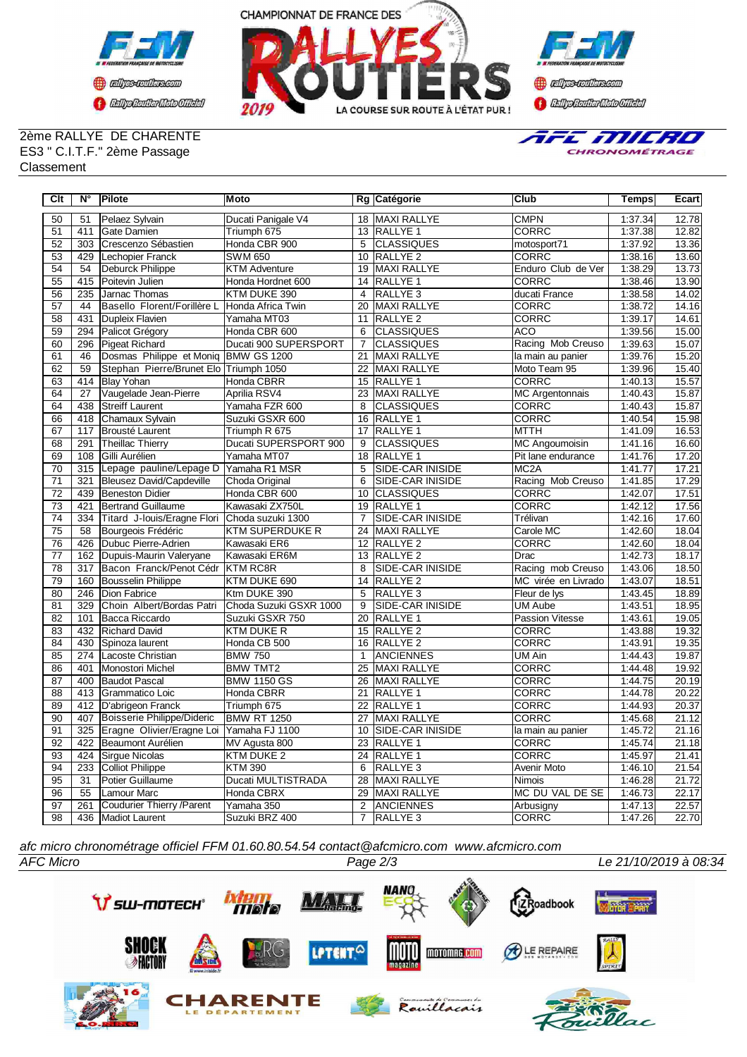CHAMPIONNAT DE FRANCE DES RALLYES ROUTIERS 2019 — LA COURSE SUR ROUTE À L'ÉTAT PUR !

2ème RALLYE DE CHARENTE
ES3 " C.I.T.F." 2ème Passage
Classement

| Clt | N° | Pilote | Moto | Rg | Catégorie | Club | Temps | Ecart |
|---|---|---|---|---|---|---|---|---|
| 50 | 51 | Pelaez Sylvain | Ducati Panigale V4 | 18 | MAXI RALLYE | CMPN | 1:37.34 | 12.78 |
| 51 | 411 | Gate Damien | Triumph 675 | 13 | RALLYE 1 | CORRC | 1:37.38 | 12.82 |
| 52 | 303 | Crescenzo Sébastien | Honda CBR 900 | 5 | CLASSIQUES | motosport71 | 1:37.92 | 13.36 |
| 53 | 429 | Lechopier Franck | SWM 650 | 10 | RALLYE 2 | CORRC | 1:38.16 | 13.60 |
| 54 | 54 | Deburck Philippe | KTM Adventure | 19 | MAXI RALLYE | Enduro Club de Ver | 1:38.29 | 13.73 |
| 55 | 415 | Poitevin Julien | Honda Hordnet 600 | 14 | RALLYE 1 | CORRC | 1:38.46 | 13.90 |
| 56 | 235 | Jarnac Thomas | KTM DUKE 390 | 4 | RALLYE 3 | ducati France | 1:38.58 | 14.02 |
| 57 | 44 | Basello Florent/Forillère L | Honda Africa Twin | 20 | MAXI RALLYE | CORRC | 1:38.72 | 14.16 |
| 58 | 431 | Dupleix Flavien | Yamaha MT03 | 11 | RALLYE 2 | CORRC | 1:39.17 | 14.61 |
| 59 | 294 | Palicot Grégory | Honda CBR 600 | 6 | CLASSIQUES | ACO | 1:39.56 | 15.00 |
| 60 | 296 | Pigeat Richard | Ducati 900 SUPERSPORT | 7 | CLASSIQUES | Racing Mob Creuso | 1:39.63 | 15.07 |
| 61 | 46 | Dosmas Philippe et Moniq | BMW GS 1200 | 21 | MAXI RALLYE | la main au panier | 1:39.76 | 15.20 |
| 62 | 59 | Stephan Pierre/Brunet Elo | Triumph 1050 | 22 | MAXI RALLYE | Moto Team 95 | 1:39.96 | 15.40 |
| 63 | 414 | Blay Yohan | Honda CBRR | 15 | RALLYE 1 | CORRC | 1:40.13 | 15.57 |
| 64 | 27 | Vaugelade Jean-Pierre | Aprilia RSV4 | 23 | MAXI RALLYE | MC Argentonnais | 1:40.43 | 15.87 |
| 64 | 438 | Streiff Laurent | Yamaha FZR 600 | 8 | CLASSIQUES | CORRC | 1:40.43 | 15.87 |
| 66 | 418 | Chamaux Sylvain | Suzuki GSXR 600 | 16 | RALLYE 1 | CORRC | 1:40.54 | 15.98 |
| 67 | 117 | Brousté Laurent | Triumph R 675 | 17 | RALLYE 1 | MTTH | 1:41.09 | 16.53 |
| 68 | 291 | Theillac Thierry | Ducati SUPERSPORT 900 | 9 | CLASSIQUES | MC Angoumoisin | 1:41.16 | 16.60 |
| 69 | 108 | Gilli Aurélien | Yamaha MT07 | 18 | RALLYE 1 | Pit lane endurance | 1:41.76 | 17.20 |
| 70 | 315 | Lepage pauline/Lepage D | Yamaha R1 MSR | 5 | SIDE-CAR INISIDE | MC2A | 1:41.77 | 17.21 |
| 71 | 321 | Bleusez David/Capdeville | Choda Original | 6 | SIDE-CAR INISIDE | Racing Mob Creuso | 1:41.85 | 17.29 |
| 72 | 439 | Beneston Didier | Honda CBR 600 | 10 | CLASSIQUES | CORRC | 1:42.07 | 17.51 |
| 73 | 421 | Bertrand Guillaume | Kawasaki ZX750L | 19 | RALLYE 1 | CORRC | 1:42.12 | 17.56 |
| 74 | 334 | Titard J-louis/Eragne Flori | Choda suzuki 1300 | 7 | SIDE-CAR INISIDE | Trélivan | 1:42.16 | 17.60 |
| 75 | 58 | Bourgeois Frédéric | KTM SUPERDUKE R | 24 | MAXI RALLYE | Carole MC | 1:42.60 | 18.04 |
| 76 | 426 | Dubuc Pierre-Adrien | Kawasaki ER6 | 12 | RALLYE 2 | CORRC | 1:42.60 | 18.04 |
| 77 | 162 | Dupuis-Maurin Valeryane | Kawasaki ER6M | 13 | RALLYE 2 | Drac | 1:42.73 | 18.17 |
| 78 | 317 | Bacon Franck/Penot Cédr | KTM RC8R | 8 | SIDE-CAR INISIDE | Racing mob Creuso | 1:43.06 | 18.50 |
| 79 | 160 | Bousselin Philippe | KTM DUKE 690 | 14 | RALLYE 2 | MC virée en Livrado | 1:43.07 | 18.51 |
| 80 | 246 | Dion Fabrice | Ktm DUKE 390 | 5 | RALLYE 3 | Fleur de lys | 1:43.45 | 18.89 |
| 81 | 329 | Choin Albert/Bordas Patri | Choda Suzuki GSXR 1000 | 9 | SIDE-CAR INISIDE | UM Aube | 1:43.51 | 18.95 |
| 82 | 101 | Bacca Riccardo | Suzuki GSXR 750 | 20 | RALLYE 1 | Passion Vitesse | 1:43.61 | 19.05 |
| 83 | 432 | Richard David | KTM DUKE R | 15 | RALLYE 2 | CORRC | 1:43.88 | 19.32 |
| 84 | 430 | Spinoza laurent | Honda CB 500 | 16 | RALLYE 2 | CORRC | 1:43.91 | 19.35 |
| 85 | 274 | Lacoste Christian | BMW 750 | 1 | ANCIENNES | UM Ain | 1:44.43 | 19.87 |
| 86 | 401 | Monostori Michel | BMW TMT2 | 25 | MAXI RALLYE | CORRC | 1:44.48 | 19.92 |
| 87 | 400 | Baudot Pascal | BMW 1150 GS | 26 | MAXI RALLYE | CORRC | 1:44.75 | 20.19 |
| 88 | 413 | Grammatico Loic | Honda CBRR | 21 | RALLYE 1 | CORRC | 1:44.78 | 20.22 |
| 89 | 412 | D'abrigeon Franck | Triumph 675 | 22 | RALLYE 1 | CORRC | 1:44.93 | 20.37 |
| 90 | 407 | Boisserie Philippe/Dideric | BMW RT 1250 | 27 | MAXI RALLYE | CORRC | 1:45.68 | 21.12 |
| 91 | 325 | Eragne Olivier/Eragne Loi | Yamaha FJ 1100 | 10 | SIDE-CAR INISIDE | la main au panier | 1:45.72 | 21.16 |
| 92 | 422 | Beaumont Aurélien | MV Agusta 800 | 23 | RALLYE 1 | CORRC | 1:45.74 | 21.18 |
| 93 | 424 | Sirgue Nicolas | KTM DUKE 2 | 24 | RALLYE 1 | CORRC | 1:45.97 | 21.41 |
| 94 | 233 | Colliot Philippe | KTM 390 | 6 | RALLYE 3 | Avenir Moto | 1:46.10 | 21.54 |
| 95 | 31 | Potier Guillaume | Ducati MULTISTRADA | 28 | MAXI RALLYE | Nimois | 1:46.28 | 21.72 |
| 96 | 55 | Lamour Marc | Honda CBRX | 29 | MAXI RALLYE | MC DU VAL DE SE | 1:46.73 | 22.17 |
| 97 | 261 | Coudurier Thierry /Parent | Yamaha 350 | 2 | ANCIENNES | Arbusigny | 1:47.13 | 22.57 |
| 98 | 436 | Madiot Laurent | Suzuki BRZ 400 | 7 | RALLYE 3 | CORRC | 1:47.26 | 22.70 |

*afc micro chronométrage officiel FFM 01.60.80.54.54 contact@afcmicro.com www.afcmicro.com*

*AFC Micro* — *Le 21/10/2019 à 08:34*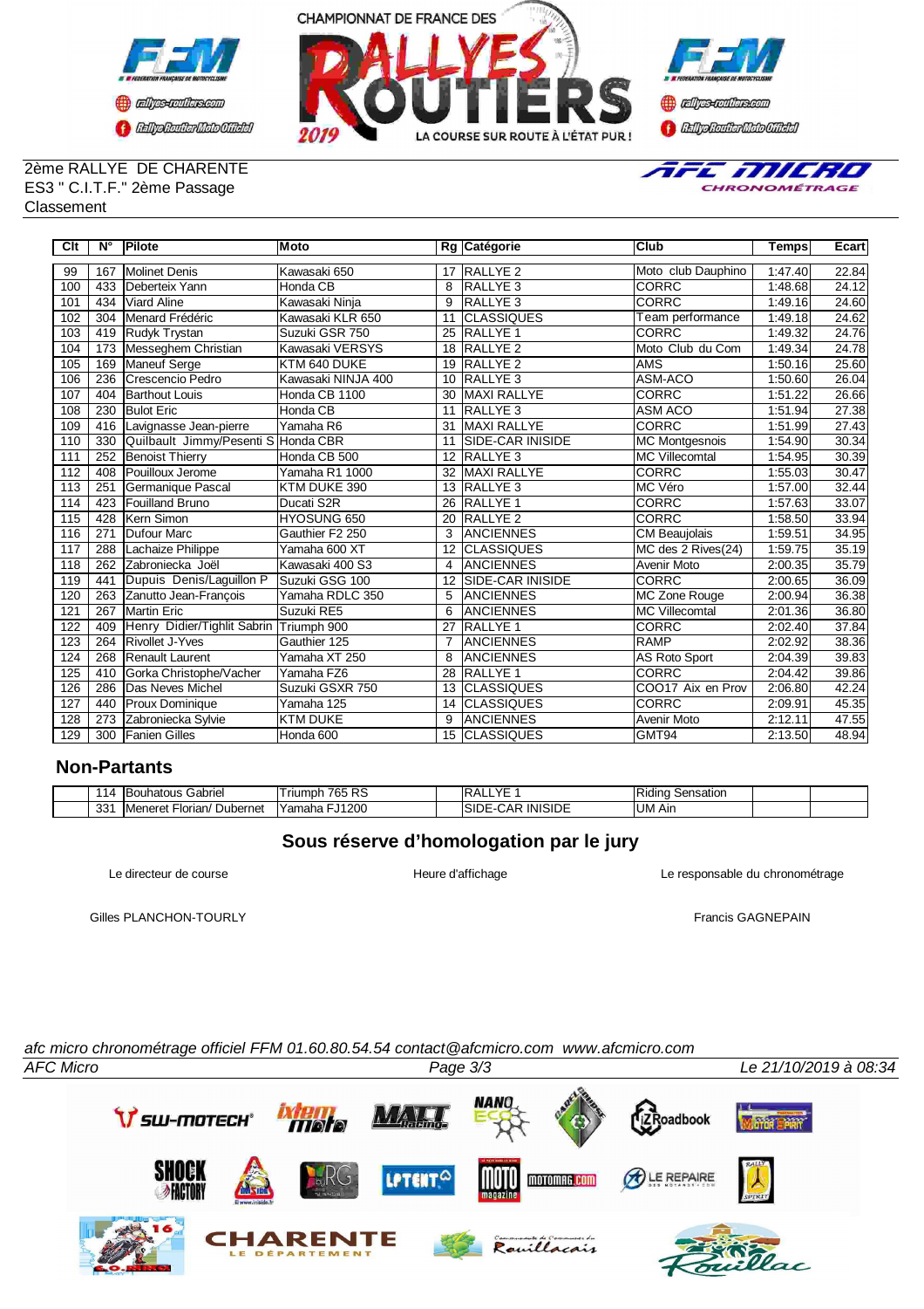2ème RALLYE DE CHARENTE
ES3 " C.I.T.F." 2ème Passage
Classement

| Clt | N° | Pilote | Moto | Rg | Catégorie | Club | Temps | Ecart |
|---|---|---|---|---|---|---|---|---|
| 99 | 167 | Molinet Denis | Kawasaki 650 | 17 | RALLYE 2 | Moto club Dauphino | 1:47.40 | 22.84 |
| 100 | 433 | Deberteix Yann | Honda CB | 8 | RALLYE 3 | CORRC | 1:48.68 | 24.12 |
| 101 | 434 | Viard Aline | Kawasaki Ninja | 9 | RALLYE 3 | CORRC | 1:49.16 | 24.60 |
| 102 | 304 | Menard Frédéric | Kawasaki KLR 650 | 11 | CLASSIQUES | Team performance | 1:49.18 | 24.62 |
| 103 | 419 | Rudyk Trystan | Suzuki GSR 750 | 25 | RALLYE 1 | CORRC | 1:49.32 | 24.76 |
| 104 | 173 | Messeghem Christian | Kawasaki VERSYS | 18 | RALLYE 2 | Moto Club du Com | 1:49.34 | 24.78 |
| 105 | 169 | Maneuf Serge | KTM 640 DUKE | 19 | RALLYE 2 | AMS | 1:50.16 | 25.60 |
| 106 | 236 | Crescencio Pedro | Kawasaki NINJA 400 | 10 | RALLYE 3 | ASM-ACO | 1:50.60 | 26.04 |
| 107 | 404 | Barthout Louis | Honda CB 1100 | 30 | MAXI RALLYE | CORRC | 1:51.22 | 26.66 |
| 108 | 230 | Bulot Eric | Honda CB | 11 | RALLYE 3 | ASM ACO | 1:51.94 | 27.38 |
| 109 | 416 | Lavignasse Jean-pierre | Yamaha R6 | 31 | MAXI RALLYE | CORRC | 1:51.99 | 27.43 |
| 110 | 330 | Quilbault Jimmy/Pesenti S | Honda CBR | 11 | SIDE-CAR INISIDE | MC Montgesnois | 1:54.90 | 30.34 |
| 111 | 252 | Benoist Thierry | Honda CB 500 | 12 | RALLYE 3 | MC Villecomtal | 1:54.95 | 30.39 |
| 112 | 408 | Pouilloux Jerome | Yamaha R1 1000 | 32 | MAXI RALLYE | CORRC | 1:55.03 | 30.47 |
| 113 | 251 | Germanique Pascal | KTM DUKE 390 | 13 | RALLYE 3 | MC Véro | 1:57.00 | 32.44 |
| 114 | 423 | Fouilland Bruno | Ducati S2R | 26 | RALLYE 1 | CORRC | 1:57.63 | 33.07 |
| 115 | 428 | Kern Simon | HYOSUNG 650 | 20 | RALLYE 2 | CORRC | 1:58.50 | 33.94 |
| 116 | 271 | Dufour Marc | Gauthier F2 250 | 3 | ANCIENNES | CM Beaujolais | 1:59.51 | 34.95 |
| 117 | 288 | Lachaize Philippe | Yamaha 600 XT | 12 | CLASSIQUES | MC des 2 Rives(24) | 1:59.75 | 35.19 |
| 118 | 262 | Zabroniecka Joël | Kawasaki 400 S3 | 4 | ANCIENNES | Avenir Moto | 2:00.35 | 35.79 |
| 119 | 441 | Dupuis Denis/Laguillon P | Suzuki GSG 100 | 12 | SIDE-CAR INISIDE | CORRC | 2:00.65 | 36.09 |
| 120 | 263 | Zanutto Jean-François | Yamaha RDLC 350 | 5 | ANCIENNES | MC Zone Rouge | 2:00.94 | 36.38 |
| 121 | 267 | Martin Eric | Suzuki RE5 | 6 | ANCIENNES | MC Villecomtal | 2:01.36 | 36.80 |
| 122 | 409 | Henry Didier/Tighlit Sabrin | Triumph 900 | 27 | RALLYE 1 | CORRC | 2:02.40 | 37.84 |
| 123 | 264 | Rivollet J-Yves | Gauthier 125 | 7 | ANCIENNES | RAMP | 2:02.92 | 38.36 |
| 124 | 268 | Renault Laurent | Yamaha XT 250 | 8 | ANCIENNES | AS Roto Sport | 2:04.39 | 39.83 |
| 125 | 410 | Gorka Christophe/Vacher | Yamaha FZ6 | 28 | RALLYE 1 | CORRC | 2:04.42 | 39.86 |
| 126 | 286 | Das Neves Michel | Suzuki GSXR 750 | 13 | CLASSIQUES | COO17 Aix en Prov | 2:06.80 | 42.24 |
| 127 | 440 | Proux Dominique | Yamaha 125 | 14 | CLASSIQUES | CORRC | 2:09.91 | 45.35 |
| 128 | 273 | Zabroniecka Sylvie | KTM DUKE | 9 | ANCIENNES | Avenir Moto | 2:12.11 | 47.55 |
| 129 | 300 | Fanien Gilles | Honda 600 | 15 | CLASSIQUES | GMT94 | 2:13.50 | 48.94 |

## Non-Partants

| | | | | | | | | |
|---|---|---|---|---|---|---|---|---|
| | 114 | Bouhatous Gabriel | Triumph 765 RS | | RALLYE 1 | Riding Sensation | | |
| | 331 | Meneret Florian/ Dubernet | Yamaha FJ1200 | | SIDE-CAR INISIDE | UM Ain | | |

## Sous réserve d'homologation par le jury

Le directeur de course — Gilles PLANCHON-TOURLY

Heure d'affichage

Le responsable du chronométrage — Francis GAGNEPAIN

*afc micro chronométrage officiel FFM 01.60.80.54.54 contact@afcmicro.com www.afcmicro.com*

AFC Micro — Le 21/10/2019 à 08:34